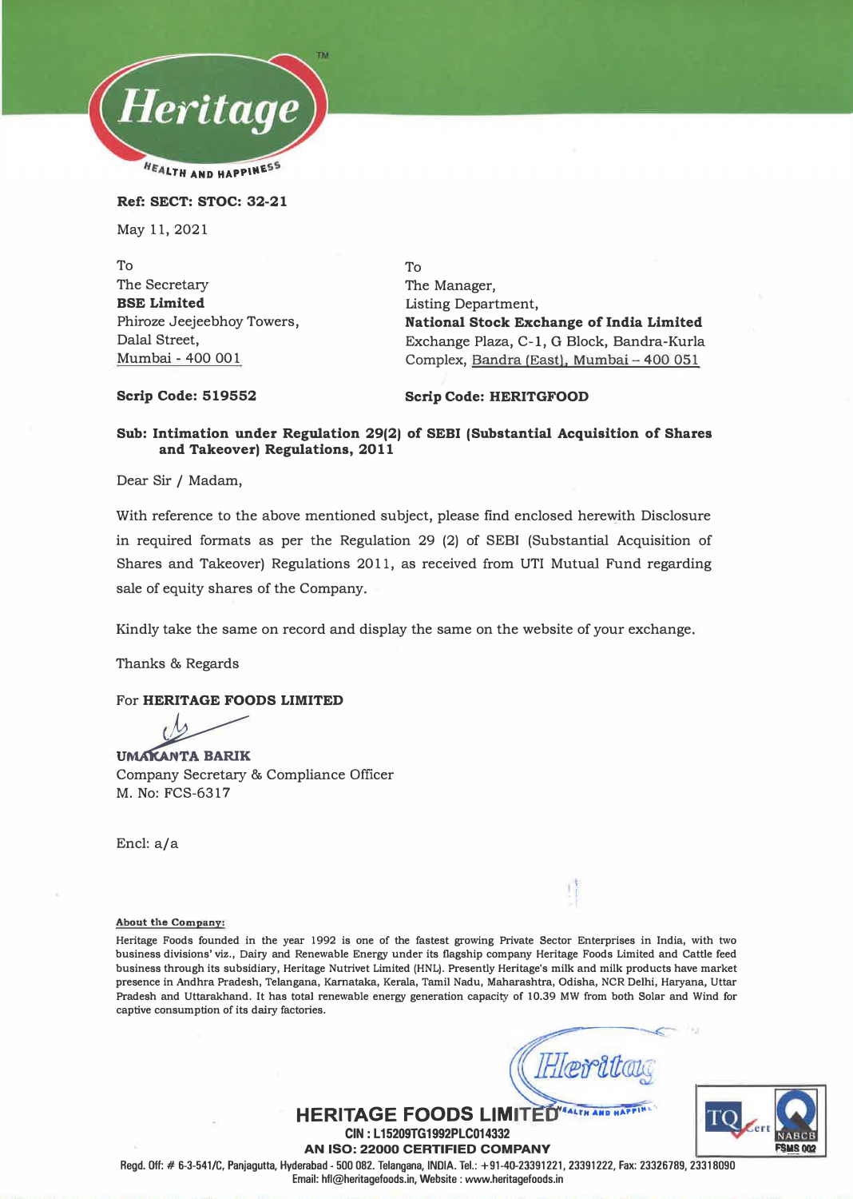Ref: SECT: STOC: 32-21

May 11, 2021

To
The Secretary
**BSE Limited**
Phiroze Jeejeebhoy Towers,
Dalal Street,
Mumbai - 400 001

**Scrip Code: 519552**

To
The Manager,
Listing Department,
**National Stock Exchange of India Limited**
Exchange Plaza, C-1, G Block, Bandra-Kurla Complex, Bandra (East), Mumbai – 400 051

**Scrip Code: HERITGFOOD**

**Sub: Intimation under Regulation 29(2) of SEBI (Substantial Acquisition of Shares and Takeover) Regulations, 2011**

Dear Sir / Madam,

With reference to the above mentioned subject, please find enclosed herewith Disclosure in required formats as per the Regulation 29 (2) of SEBI (Substantial Acquisition of Shares and Takeover) Regulations 2011, as received from UTI Mutual Fund regarding sale of equity shares of the Company.

Kindly take the same on record and display the same on the website of your exchange.

Thanks & Regards

For **HERITAGE FOODS LIMITED**

**UMAKANTA BARIK**
Company Secretary & Compliance Officer
M. No: FCS-6317

Encl: a/a

**About the Company:**

Heritage Foods founded in the year 1992 is one of the fastest growing Private Sector Enterprises in India, with two business divisions' viz., Dairy and Renewable Energy under its flagship company Heritage Foods Limited and Cattle feed business through its subsidiary, Heritage Nutrivet Limited (HNL). Presently Heritage's milk and milk products have market presence in Andhra Pradesh, Telangana, Karnataka, Kerala, Tamil Nadu, Maharashtra, Odisha, NCR Delhi, Haryana, Uttar Pradesh and Uttarakhand. It has total renewable energy generation capacity of 10.39 MW from both Solar and Wind for captive consumption of its dairy factories.

**HERITAGE FOODS LIMITED**
CIN : L15209TG1992PLC014332
AN ISO: 22000 CERTIFIED COMPANY
Regd. Off: # 6-3-541/C, Panjagutta, Hyderabad - 500 082. Telangana, INDIA. Tel.: +91-40-23391221, 23391222, Fax: 23326789, 23318090
Email: hfl@heritagefoods.in, Website : www.heritagefoods.in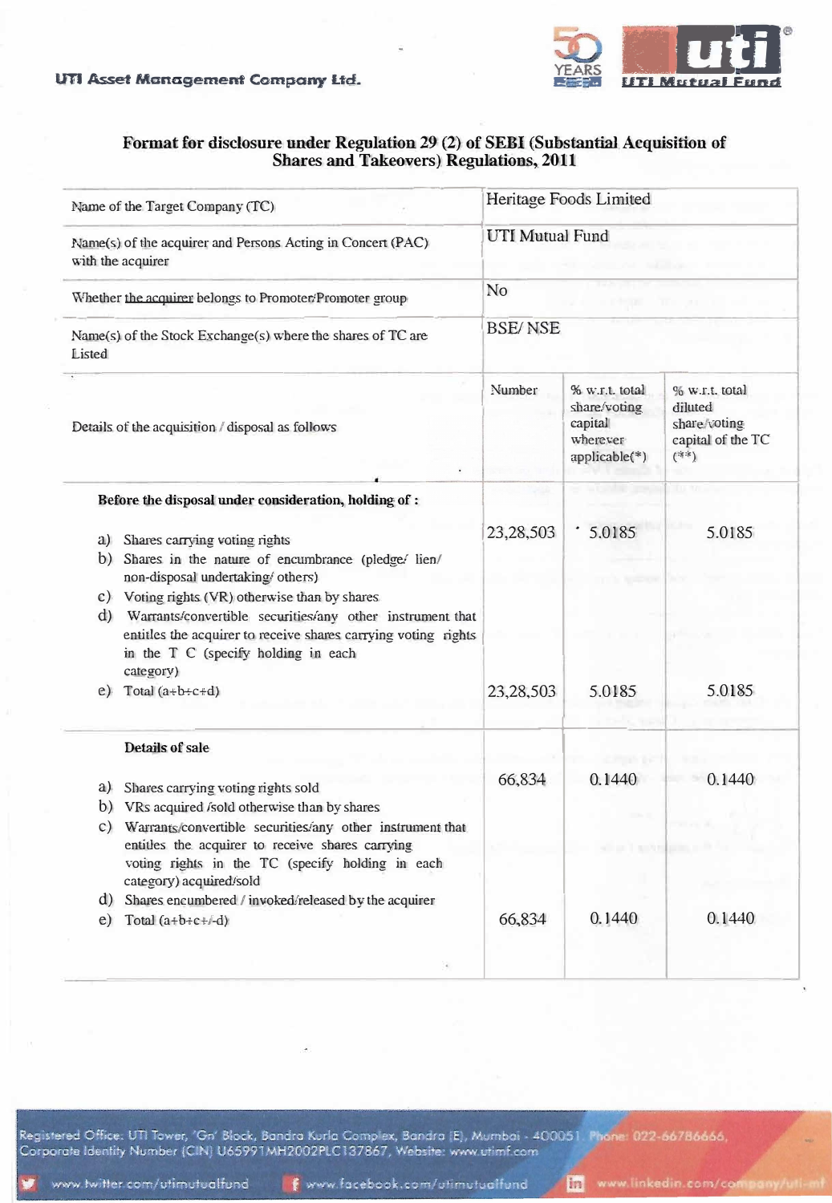**Format for disclosure under Regulation 29 (2) of SEBI (Substantial Acquisition of Shares and Takeovers) Regulations, 2011**

| Name of the Target Company (TC) | Heritage Foods Limited | | |
|---|---|---|---|
| Name(s) of the acquirer and Persons Acting in Concert (PAC) with the acquirer | UTI Mutual Fund | | |
| Whether the acquirer belongs to Promoter/Promoter group | No | | |
| Name(s) of the Stock Exchange(s) where the shares of TC are Listed | BSE/ NSE | | |
| Details of the acquisition / disposal as follows | Number | % w.r.t. total share/voting capital wherever applicable(*) | % w.r.t. total diluted share/voting capital of the TC (**) |
| **Before the disposal under consideration, holding of :** | | | |
| a) Shares carrying voting rights | 23,28,503 | 5.0185 | 5.0185 |
| b) Shares in the nature of encumbrance (pledge/ lien/ non-disposal undertaking/ others) | | | |
| c) Voting rights (VR) otherwise than by shares | | | |
| d) Warrants/convertible securities/any other instrument that entitles the acquirer to receive shares carrying voting rights in the T C (specify holding in each category) | | | |
| e) Total (a+b+c+d) | 23,28,503 | 5.0185 | 5.0185 |
| **Details of sale** | | | |
| a) Shares carrying voting rights sold | 66,834 | 0.1440 | 0.1440 |
| b) VRs acquired /sold otherwise than by shares | | | |
| c) Warrants/convertible securities/any other instrument that entitles the acquirer to receive shares carrying voting rights in the TC (specify holding in each category) acquired/sold | | | |
| d) Shares encumbered / invoked/released by the acquirer | | | |
| e) Total (a+b+c+/-d) | 66,834 | 0.1440 | 0.1440 |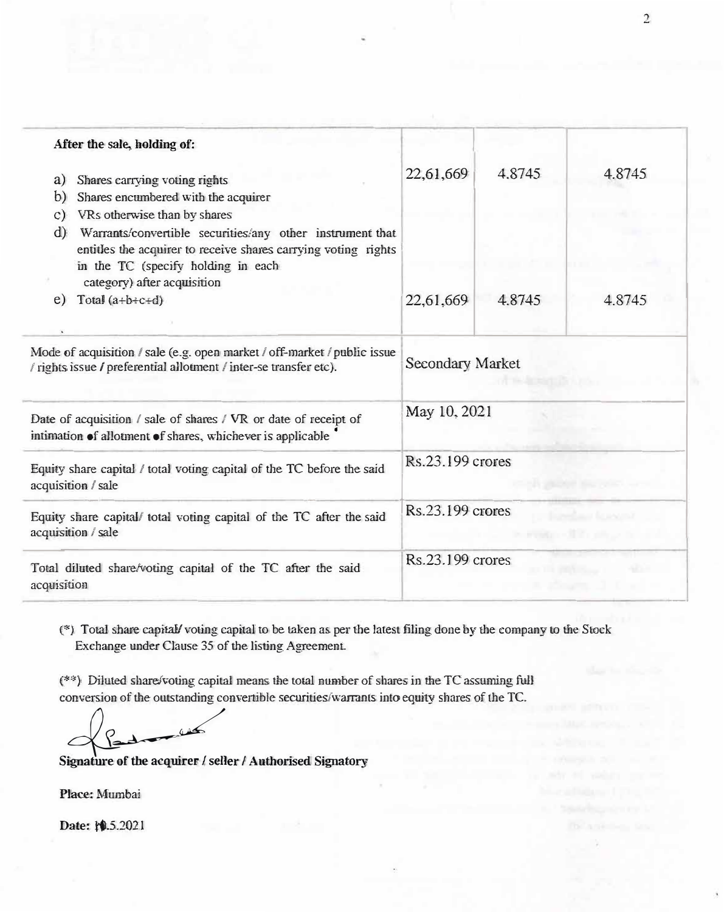| | | | |
|---|---|---|---|
| **After the sale, holding of:**<br><br>a) Shares carrying voting rights<br>b) Shares encumbered with the acquirer<br>c) VRs otherwise than by shares<br>d) Warrants/convertible securities/any other instrument that entitles the acquirer to receive shares carrying voting rights in the TC (specify holding in each category) after acquisition<br>e) Total (a+b+c+d) | 22,61,669<br><br><br><br><br><br>22,61,669 | 4.8745<br><br><br><br><br><br>4.8745 | 4.8745<br><br><br><br><br><br>4.8745 |
| Mode of acquisition / sale (e.g. open market / off-market / public issue / rights issue / preferential allotment / inter-se transfer etc). | Secondary Market | | |
| Date of acquisition / sale of shares / VR or date of receipt of intimation of allotment of shares, whichever is applicable | May 10, 2021 | | |
| Equity share capital / total voting capital of the TC before the said acquisition / sale | Rs.23.199 crores | | |
| Equity share capital/ total voting capital of the TC after the said acquisition / sale | Rs.23.199 crores | | |
| Total diluted share/voting capital of the TC after the said acquisition | Rs.23.199 crores | | |

(*) Total share capital/ voting capital to be taken as per the latest filing done by the company to the Stock Exchange under Clause 35 of the listing Agreement.

(**) Diluted share/voting capital means the total number of shares in the TC assuming full conversion of the outstanding convertible securities/warrants into equity shares of the TC.

**Signature of the acquirer / seller / Authorised Signatory**

**Place:** Mumbai

**Date:** 10.5.2021